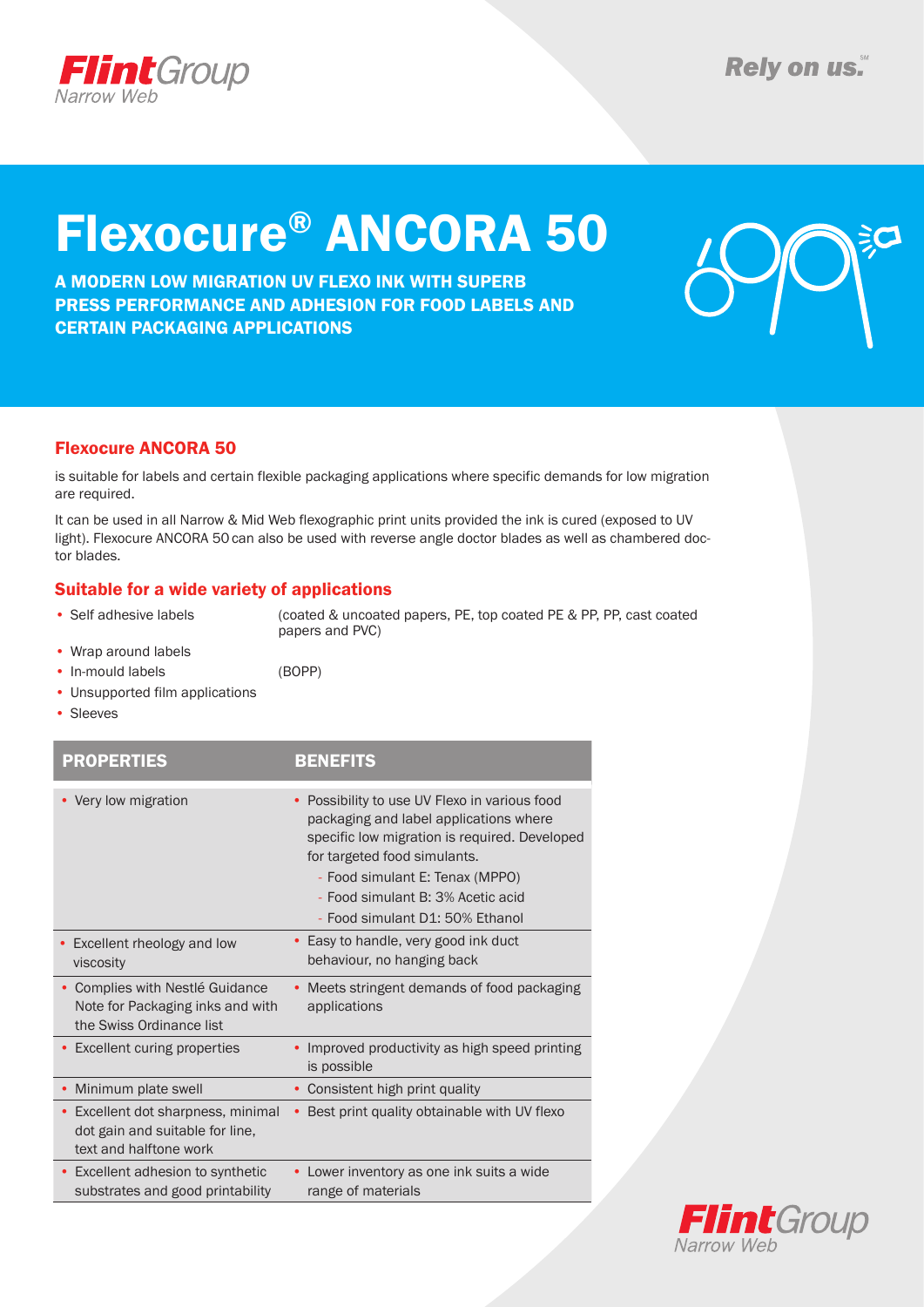# Flexocure® ANCORA 50

**A MODERN LOW MIGRATION UV FLEXO INK WITH SUPERB PRESS PERFORMANCE AND ADHESION FOR FOOD LABELS AND CERTAIN PACKAGING APPLICATIONS**

## Flexocure ANCORA 50

is suitable for labels and certain flexible packaging applications where specific demands for low migration are required.

It can be used in all Narrow & Mid Web flexographic print units provided the ink is cured (exposed to UV light). Flexocure ANCORA 50 can also be used with reverse angle doctor blades as well as chambered doctor blades.

## Suitable for a wide variety of applications

- Self adhesive labels (coated & uncoated papers, PE, top coated PE & PP, PP, cast coated papers and PVC)
- Wrap around labels
- In-mould labels (BOPP)
- Unsupported film applications
- Sleeves

| PROPERTIES | BENEFITS |
| --- | --- |
| • Very low migration | • Possibility to use UV Flexo in various food packaging and label applications where specific low migration is required. Developed for targeted food simulants.<br>- Food simulant E: Tenax (MPPO)<br>- Food simulant B: 3% Acetic acid<br>- Food simulant D1: 50% Ethanol |
| • Excellent rheology and low viscosity | • Easy to handle, very good ink duct behaviour, no hanging back |
| • Complies with Nestlé Guidance Note for Packaging inks and with the Swiss Ordinance list | • Meets stringent demands of food packaging applications |
| • Excellent curing properties | • Improved productivity as high speed printing is possible |
| • Minimum plate swell | • Consistent high print quality |
| • Excellent dot sharpness, minimal dot gain and suitable for line, text and halftone work | • Best print quality obtainable with UV flexo |
| • Excellent adhesion to synthetic substrates and good printability | • Lower inventory as one ink suits a wide range of materials |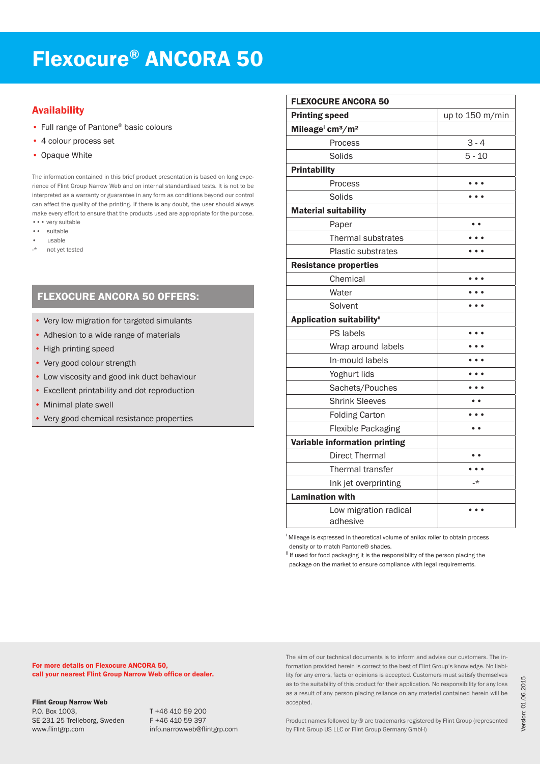# Flexocure® ANCORA 50

## Availability

- Full range of Pantone® basic colours
- 4 colour process set
- Opaque White

The information contained in this brief product presentation is based on long experience of Flint Group Narrow Web and on internal standardised tests. It is not to be interpreted as a warranty or guarantee in any form as conditions beyond our control can affect the quality of the printing. If there is any doubt, the user should always make every effort to ensure that the products used are appropriate for the purpose.

• • • very suitable
• • suitable
• usable
-* not yet tested

## FLEXOCURE ANCORA 50 OFFERS:

- Very low migration for targeted simulants
- Adhesion to a wide range of materials
- High printing speed
- Very good colour strength
- Low viscosity and good ink duct behaviour
- Excellent printability and dot reproduction
- Minimal plate swell
- Very good chemical resistance properties

| **FLEXOCURE ANCORA 50** | |
|---|---|
| **Printing speed** | up to 150 m/min |
| **Mileage[i] cm³/m²** | |
| Process | 3 - 4 |
| Solids | 5 - 10 |
| **Printability** | |
| Process | • • • |
| Solids | • • • |
| **Material suitability** | |
| Paper | • • |
| Thermal substrates | • • • |
| Plastic substrates | • • • |
| **Resistance properties** | |
| Chemical | • • • |
| Water | • • • |
| Solvent | • • • |
| **Application suitability[ii]** | |
| PS labels | • • • |
| Wrap around labels | • • • |
| In-mould labels | • • • |
| Yoghurt lids | • • • |
| Sachets/Pouches | • • • |
| Shrink Sleeves | • • |
| Folding Carton | • • • |
| Flexible Packaging | • • |
| **Variable information printing** | |
| Direct Thermal | • • |
| Thermal transfer | • • • |
| Ink jet overprinting | -* |
| **Lamination with** | |
| Low migration radical adhesive | • • • |

[i] Mileage is expressed in theoretical volume of anilox roller to obtain process density or to match Pantone® shades.

[ii] If used for food packaging it is the responsibility of the person placing the package on the market to ensure compliance with legal requirements.

**For more details on Flexocure ANCORA 50, call your nearest Flint Group Narrow Web office or dealer.**

**Flint Group Narrow Web**
P.O. Box 1003,
SE-231 25 Trelleborg, Sweden
www.flintgrp.com

T +46 410 59 200
F +46 410 59 397
info.narrowweb@flintgrp.com

The aim of our technical documents is to inform and advise our customers. The information provided herein is correct to the best of Flint Group's knowledge. No liability for any errors, facts or opinions is accepted. Customers must satisfy themselves as to the suitability of this product for their application. No responsibility for any loss as a result of any person placing reliance on any material contained herein will be accepted.

Product names followed by ® are trademarks registered by Flint Group (represented by Flint Group US LLC or Flint Group Germany GmbH)

Version: 01.06.2015